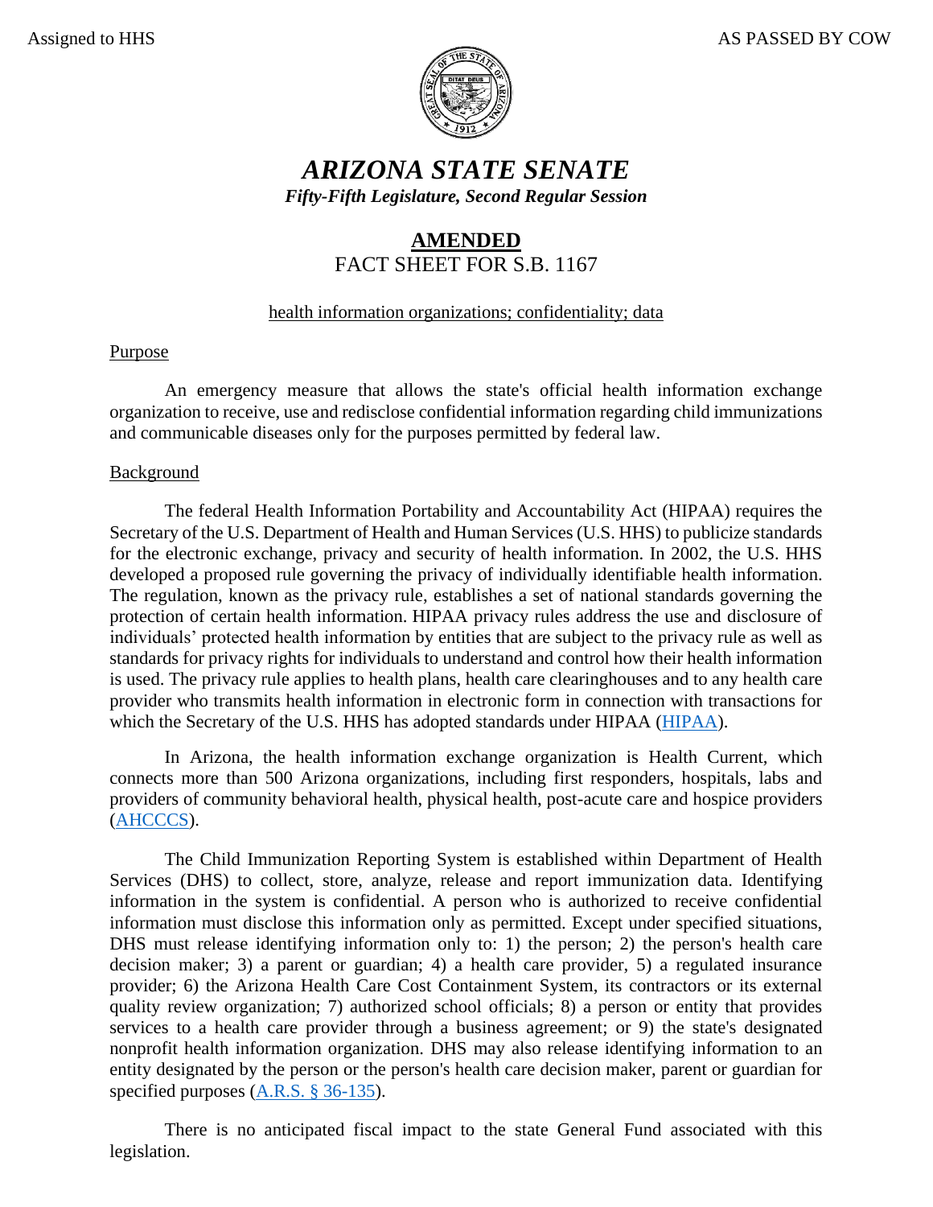Assigned to HHS AS PASSED BY COW

# *ARIZONA STATE SENATE*

***Fifty-Fifth Legislature, Second Regular Session***

## **AMENDED**

## FACT SHEET FOR S.B. 1167

health information organizations; confidentiality; data

### Purpose

An emergency measure that allows the state's official health information exchange organization to receive, use and redisclose confidential information regarding child immunizations and communicable diseases only for the purposes permitted by federal law.

### Background

The federal Health Information Portability and Accountability Act (HIPAA) requires the Secretary of the U.S. Department of Health and Human Services (U.S. HHS) to publicize standards for the electronic exchange, privacy and security of health information. In 2002, the U.S. HHS developed a proposed rule governing the privacy of individually identifiable health information. The regulation, known as the privacy rule, establishes a set of national standards governing the protection of certain health information. HIPAA privacy rules address the use and disclosure of individuals' protected health information by entities that are subject to the privacy rule as well as standards for privacy rights for individuals to understand and control how their health information is used. The privacy rule applies to health plans, health care clearinghouses and to any health care provider who transmits health information in electronic form in connection with transactions for which the Secretary of the U.S. HHS has adopted standards under HIPAA (HIPAA).

In Arizona, the health information exchange organization is Health Current, which connects more than 500 Arizona organizations, including first responders, hospitals, labs and providers of community behavioral health, physical health, post-acute care and hospice providers (AHCCCS).

The Child Immunization Reporting System is established within Department of Health Services (DHS) to collect, store, analyze, release and report immunization data. Identifying information in the system is confidential. A person who is authorized to receive confidential information must disclose this information only as permitted. Except under specified situations, DHS must release identifying information only to: 1) the person; 2) the person's health care decision maker; 3) a parent or guardian; 4) a health care provider, 5) a regulated insurance provider; 6) the Arizona Health Care Cost Containment System, its contractors or its external quality review organization; 7) authorized school officials; 8) a person or entity that provides services to a health care provider through a business agreement; or 9) the state's designated nonprofit health information organization. DHS may also release identifying information to an entity designated by the person or the person's health care decision maker, parent or guardian for specified purposes (A.R.S. § 36-135).

There is no anticipated fiscal impact to the state General Fund associated with this legislation.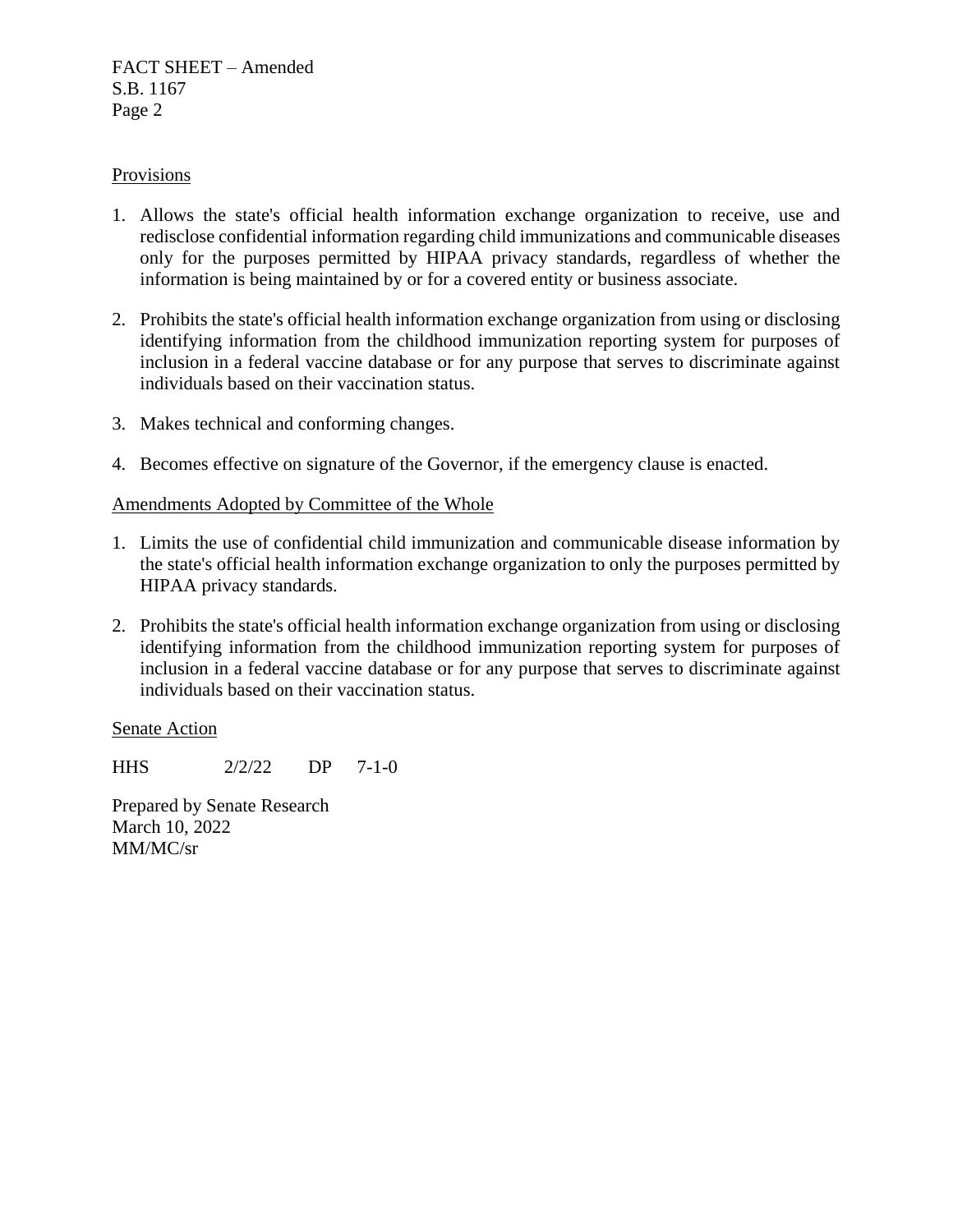Provisions

1. Allows the state's official health information exchange organization to receive, use and redisclose confidential information regarding child immunizations and communicable diseases only for the purposes permitted by HIPAA privacy standards, regardless of whether the information is being maintained by or for a covered entity or business associate.

2. Prohibits the state's official health information exchange organization from using or disclosing identifying information from the childhood immunization reporting system for purposes of inclusion in a federal vaccine database or for any purpose that serves to discriminate against individuals based on their vaccination status.

3. Makes technical and conforming changes.

4. Becomes effective on signature of the Governor, if the emergency clause is enacted.

Amendments Adopted by Committee of the Whole

1. Limits the use of confidential child immunization and communicable disease information by the state's official health information exchange organization to only the purposes permitted by HIPAA privacy standards.

2. Prohibits the state's official health information exchange organization from using or disclosing identifying information from the childhood immunization reporting system for purposes of inclusion in a federal vaccine database or for any purpose that serves to discriminate against individuals based on their vaccination status.

Senate Action

HHS 2/2/22 DP 7-1-0

Prepared by Senate Research
March 10, 2022
MM/MC/sr